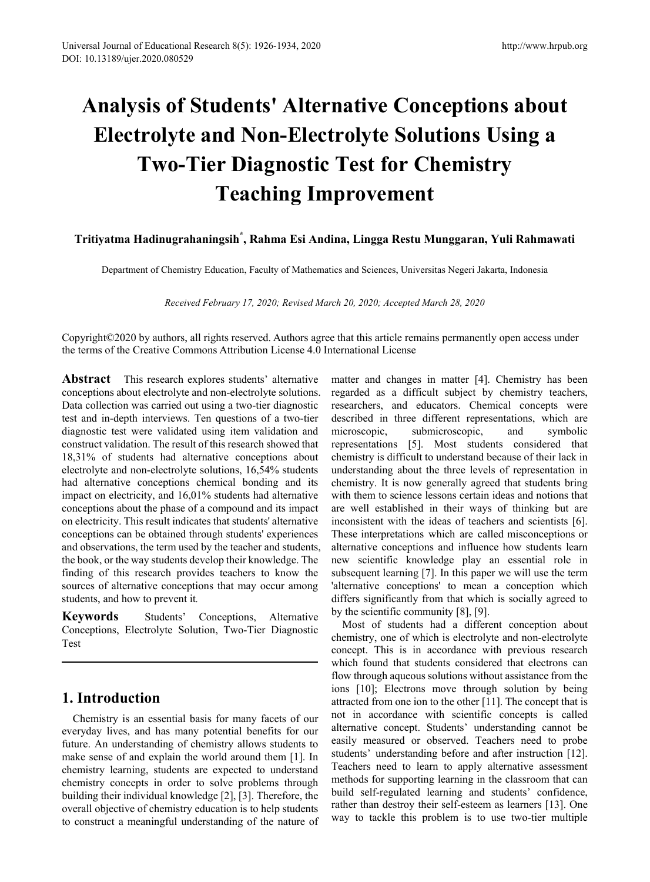# Analysis of Students' Alternative Conceptions about Electrolyte and Non-Electrolyte Solutions Using a Two-Tier Diagnostic Test for Chemistry Teaching Improvement

**Tritiyatma Hadinugrahaningsih[*], Rahma Esi Andina, Lingga Restu Munggaran, Yuli Rahmawati**

Department of Chemistry Education, Faculty of Mathematics and Sciences, Universitas Negeri Jakarta, Indonesia

*Received February 17, 2020; Revised March 20, 2020; Accepted March 28, 2020*

Copyright©2020 by authors, all rights reserved. Authors agree that this article remains permanently open access under the terms of the Creative Commons Attribution License 4.0 International License

**Abstract** This research explores students' alternative conceptions about electrolyte and non-electrolyte solutions. Data collection was carried out using a two-tier diagnostic test and in-depth interviews. Ten questions of a two-tier diagnostic test were validated using item validation and construct validation. The result of this research showed that 18,31% of students had alternative conceptions about electrolyte and non-electrolyte solutions, 16,54% students had alternative conceptions chemical bonding and its impact on electricity, and 16,01% students had alternative conceptions about the phase of a compound and its impact on electricity. This result indicates that students' alternative conceptions can be obtained through students' experiences and observations, the term used by the teacher and students, the book, or the way students develop their knowledge. The finding of this research provides teachers to know the sources of alternative conceptions that may occur among students, and how to prevent it.

**Keywords** Students' Conceptions, Alternative Conceptions, Electrolyte Solution, Two-Tier Diagnostic Test

## 1. Introduction

Chemistry is an essential basis for many facets of our everyday lives, and has many potential benefits for our future. An understanding of chemistry allows students to make sense of and explain the world around them [1]. In chemistry learning, students are expected to understand chemistry concepts in order to solve problems through building their individual knowledge [2], [3]. Therefore, the overall objective of chemistry education is to help students to construct a meaningful understanding of the nature of matter and changes in matter [4]. Chemistry has been regarded as a difficult subject by chemistry teachers, researchers, and educators. Chemical concepts were described in three different representations, which are microscopic, submicroscopic, and symbolic representations [5]. Most students considered that chemistry is difficult to understand because of their lack in understanding about the three levels of representation in chemistry. It is now generally agreed that students bring with them to science lessons certain ideas and notions that are well established in their ways of thinking but are inconsistent with the ideas of teachers and scientists [6]. These interpretations which are called misconceptions or alternative conceptions and influence how students learn new scientific knowledge play an essential role in subsequent learning [7]. In this paper we will use the term 'alternative conceptions' to mean a conception which differs significantly from that which is socially agreed to by the scientific community [8], [9].

Most of students had a different conception about chemistry, one of which is electrolyte and non-electrolyte concept. This is in accordance with previous research which found that students considered that electrons can flow through aqueous solutions without assistance from the ions [10]; Electrons move through solution by being attracted from one ion to the other [11]. The concept that is not in accordance with scientific concepts is called alternative concept. Students' understanding cannot be easily measured or observed. Teachers need to probe students' understanding before and after instruction [12]. Teachers need to learn to apply alternative assessment methods for supporting learning in the classroom that can build self-regulated learning and students' confidence, rather than destroy their self-esteem as learners [13]. One way to tackle this problem is to use two-tier multiple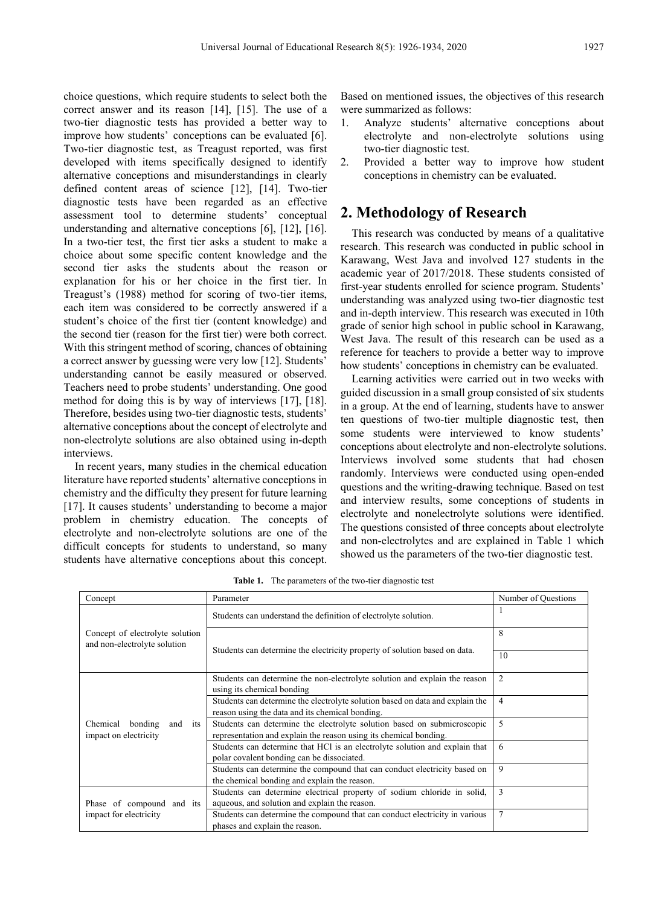choice questions, which require students to select both the correct answer and its reason [14], [15]. The use of a two-tier diagnostic tests has provided a better way to improve how students' conceptions can be evaluated [6]. Two-tier diagnostic test, as Treagust reported, was first developed with items specifically designed to identify alternative conceptions and misunderstandings in clearly defined content areas of science [12], [14]. Two-tier diagnostic tests have been regarded as an effective assessment tool to determine students' conceptual understanding and alternative conceptions [6], [12], [16]. In a two-tier test, the first tier asks a student to make a choice about some specific content knowledge and the second tier asks the students about the reason or explanation for his or her choice in the first tier. In Treagust's (1988) method for scoring of two-tier items, each item was considered to be correctly answered if a student's choice of the first tier (content knowledge) and the second tier (reason for the first tier) were both correct. With this stringent method of scoring, chances of obtaining a correct answer by guessing were very low [12]. Students' understanding cannot be easily measured or observed. Teachers need to probe students' understanding. One good method for doing this is by way of interviews [17], [18]. Therefore, besides using two-tier diagnostic tests, students' alternative conceptions about the concept of electrolyte and non-electrolyte solutions are also obtained using in-depth interviews.

In recent years, many studies in the chemical education literature have reported students' alternative conceptions in chemistry and the difficulty they present for future learning [17]. It causes students' understanding to become a major problem in chemistry education. The concepts of electrolyte and non-electrolyte solutions are one of the difficult concepts for students to understand, so many students have alternative conceptions about this concept. Based on mentioned issues, the objectives of this research were summarized as follows:

1. Analyze students' alternative conceptions about electrolyte and non-electrolyte solutions using two-tier diagnostic test.
2. Provided a better way to improve how student conceptions in chemistry can be evaluated.

## 2. Methodology of Research

This research was conducted by means of a qualitative research. This research was conducted in public school in Karawang, West Java and involved 127 students in the academic year of 2017/2018. These students consisted of first-year students enrolled for science program. Students' understanding was analyzed using two-tier diagnostic test and in-depth interview. This research was executed in 10th grade of senior high school in public school in Karawang, West Java. The result of this research can be used as a reference for teachers to provide a better way to improve how students' conceptions in chemistry can be evaluated.

Learning activities were carried out in two weeks with guided discussion in a small group consisted of six students in a group. At the end of learning, students have to answer ten questions of two-tier multiple diagnostic test, then some students were interviewed to know students' conceptions about electrolyte and non-electrolyte solutions. Interviews involved some students that had chosen randomly. Interviews were conducted using open-ended questions and the writing-drawing technique. Based on test and interview results, some conceptions of students in electrolyte and nonelectrolyte solutions were identified. The questions consisted of three concepts about electrolyte and non-electrolytes and are explained in Table 1 which showed us the parameters of the two-tier diagnostic test.

**Table 1.** The parameters of the two-tier diagnostic test

| Concept | Parameter | Number of Questions |
|---|---|---|
| Concept of electrolyte solution and non-electrolyte solution | Students can understand the definition of electrolyte solution. | 1 |
| | Students can determine the electricity property of solution based on data. | 8 |
| | | 10 |
| Chemical bonding and its impact on electricity | Students can determine the non-electrolyte solution and explain the reason using its chemical bonding | 2 |
| | Students can determine the electrolyte solution based on data and explain the reason using the data and its chemical bonding. | 4 |
| | Students can determine the electrolyte solution based on submicroscopic representation and explain the reason using its chemical bonding. | 5 |
| | Students can determine that HCl is an electrolyte solution and explain that polar covalent bonding can be dissociated. | 6 |
| | Students can determine the compound that can conduct electricity based on the chemical bonding and explain the reason. | 9 |
| Phase of compound and its impact for electricity | Students can determine electrical property of sodium chloride in solid, aqueous, and solution and explain the reason. | 3 |
| | Students can determine the compound that can conduct electricity in various phases and explain the reason. | 7 |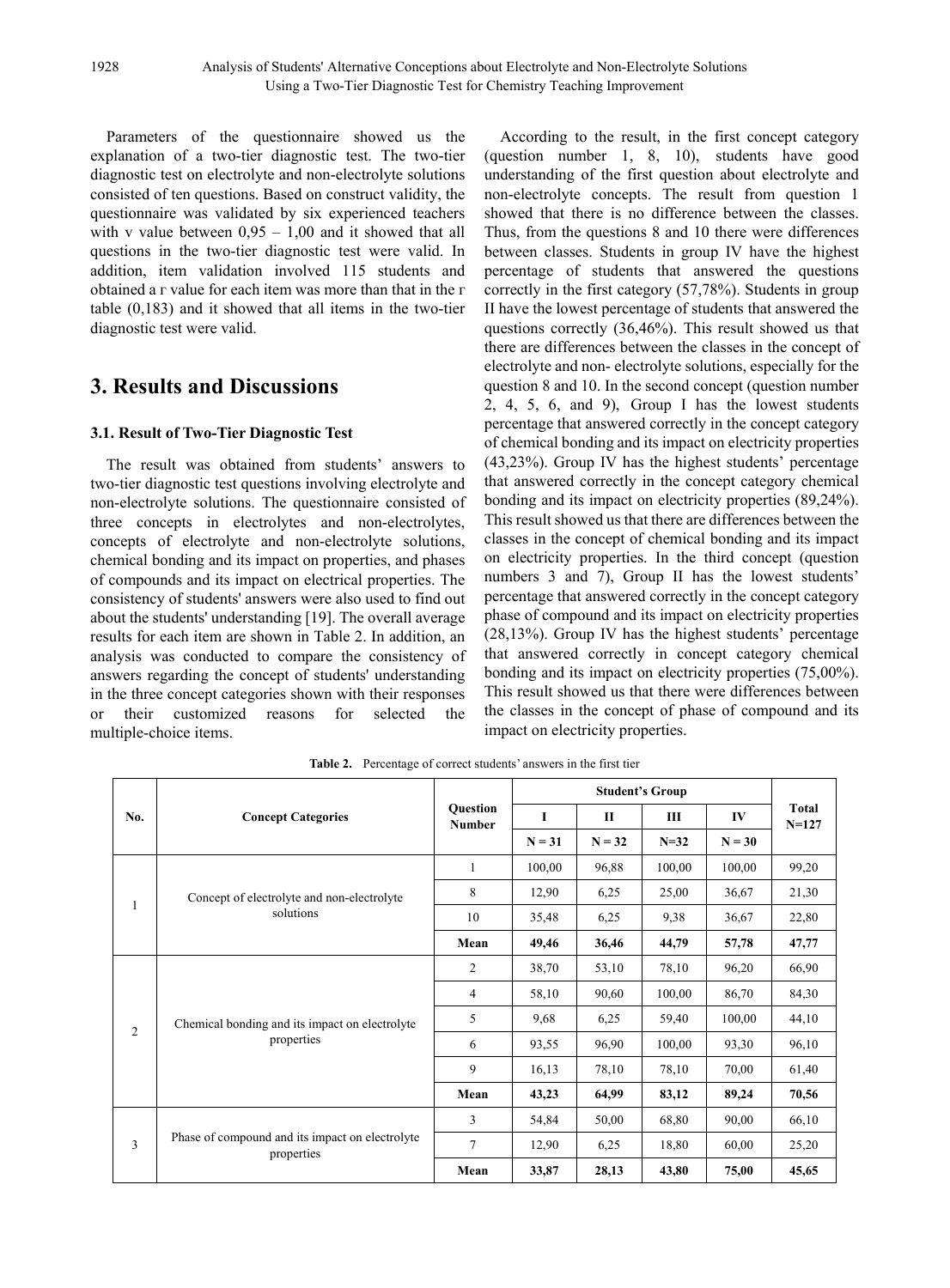Parameters of the questionnaire showed us the explanation of a two-tier diagnostic test. The two-tier diagnostic test on electrolyte and non-electrolyte solutions consisted of ten questions. Based on construct validity, the questionnaire was validated by six experienced teachers with v value between 0,95 – 1,00 and it showed that all questions in the two-tier diagnostic test were valid. In addition, item validation involved 115 students and obtained a r value for each item was more than that in the r table (0,183) and it showed that all items in the two-tier diagnostic test were valid.

## 3. Results and Discussions

### 3.1. Result of Two-Tier Diagnostic Test

The result was obtained from students' answers to two-tier diagnostic test questions involving electrolyte and non-electrolyte solutions. The questionnaire consisted of three concepts in electrolytes and non-electrolytes, concepts of electrolyte and non-electrolyte solutions, chemical bonding and its impact on properties, and phases of compounds and its impact on electrical properties. The consistency of students' answers were also used to find out about the students' understanding [19]. The overall average results for each item are shown in Table 2. In addition, an analysis was conducted to compare the consistency of answers regarding the concept of students' understanding in the three concept categories shown with their responses or their customized reasons for selected the multiple-choice items.

According to the result, in the first concept category (question number 1, 8, 10), students have good understanding of the first question about electrolyte and non-electrolyte concepts. The result from question 1 showed that there is no difference between the classes. Thus, from the questions 8 and 10 there were differences between classes. Students in group IV have the highest percentage of students that answered the questions correctly in the first category (57,78%). Students in group II have the lowest percentage of students that answered the questions correctly (36,46%). This result showed us that there are differences between the classes in the concept of electrolyte and non- electrolyte solutions, especially for the question 8 and 10. In the second concept (question number 2, 4, 5, 6, and 9), Group I has the lowest students percentage that answered correctly in the concept category of chemical bonding and its impact on electricity properties (43,23%). Group IV has the highest students' percentage that answered correctly in the concept category chemical bonding and its impact on electricity properties (89,24%). This result showed us that there are differences between the classes in the concept of chemical bonding and its impact on electricity properties. In the third concept (question numbers 3 and 7), Group II has the lowest students' percentage that answered correctly in the concept category phase of compound and its impact on electricity properties (28,13%). Group IV has the highest students' percentage that answered correctly in concept category chemical bonding and its impact on electricity properties (75,00%). This result showed us that there were differences between the classes in the concept of phase of compound and its impact on electricity properties.

**Table 2.** Percentage of correct students' answers in the first tier

| No. | Concept Categories | Question Number | Student's Group | | | | Total N=127 |
|---|---|---|---|---|---|---|---|
| | | | I | II | III | IV | |
| | | | N = 31 | N = 32 | N=32 | N = 30 | |
| 1 | Concept of electrolyte and non-electrolyte solutions | 1 | 100,00 | 96,88 | 100,00 | 100,00 | 99,20 |
| | | 8 | 12,90 | 6,25 | 25,00 | 36,67 | 21,30 |
| | | 10 | 35,48 | 6,25 | 9,38 | 36,67 | 22,80 |
| | | **Mean** | **49,46** | **36,46** | **44,79** | **57,78** | **47,77** |
| 2 | Chemical bonding and its impact on electrolyte properties | 2 | 38,70 | 53,10 | 78,10 | 96,20 | 66,90 |
| | | 4 | 58,10 | 90,60 | 100,00 | 86,70 | 84,30 |
| | | 5 | 9,68 | 6,25 | 59,40 | 100,00 | 44,10 |
| | | 6 | 93,55 | 96,90 | 100,00 | 93,30 | 96,10 |
| | | 9 | 16,13 | 78,10 | 78,10 | 70,00 | 61,40 |
| | | **Mean** | **43,23** | **64,99** | **83,12** | **89,24** | **70,56** |
| 3 | Phase of compound and its impact on electrolyte properties | 3 | 54,84 | 50,00 | 68,80 | 90,00 | 66,10 |
| | | 7 | 12,90 | 6,25 | 18,80 | 60,00 | 25,20 |
| | | **Mean** | **33,87** | **28,13** | **43,80** | **75,00** | **45,65** |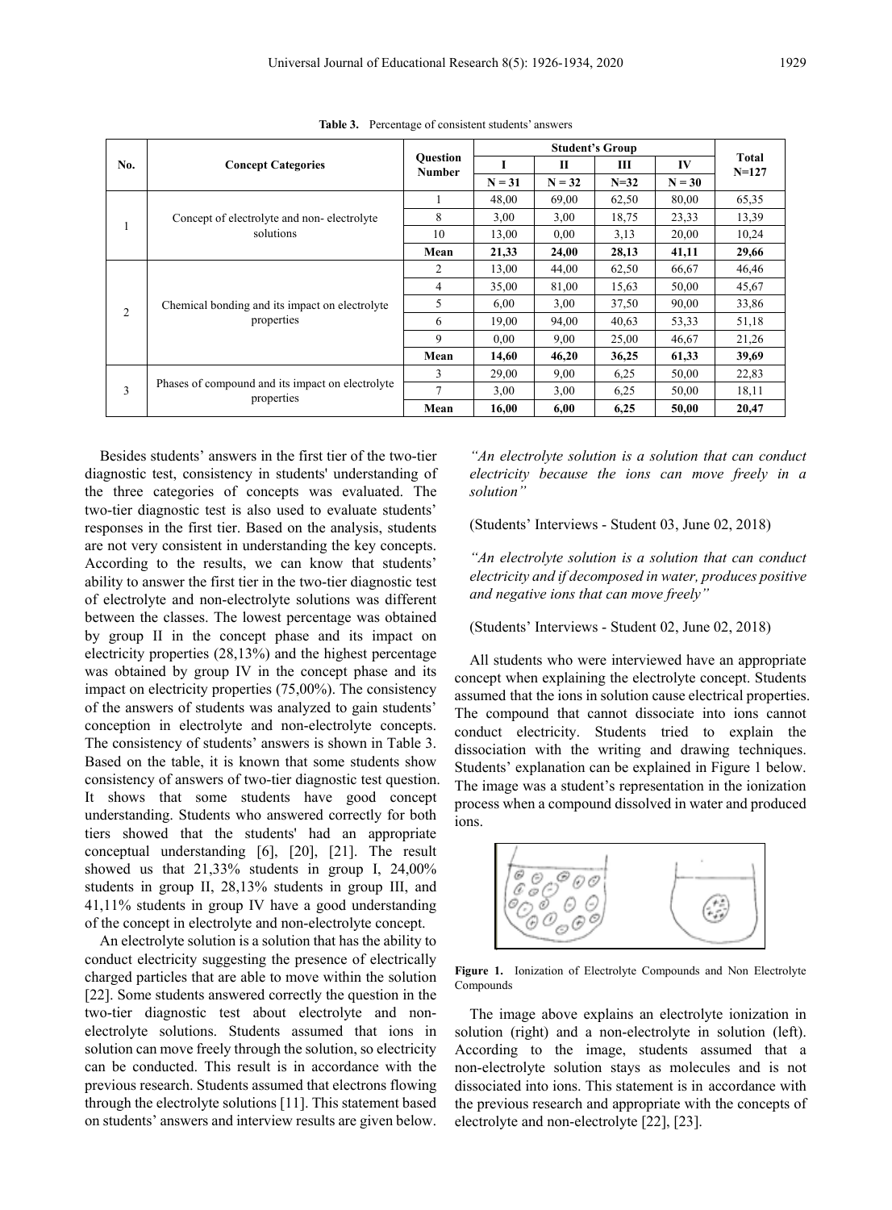**Table 3.** Percentage of consistent students' answers

| No. | Concept Categories | Question Number | Student's Group | | | | Total N=127 |
|---|---|---|---|---|---|---|---|
| | | | I | II | III | IV | |
| | | | N = 31 | N = 32 | N=32 | N = 30 | |
| 1 | Concept of electrolyte and non- electrolyte solutions | 1 | 48,00 | 69,00 | 62,50 | 80,00 | 65,35 |
| | | 8 | 3,00 | 3,00 | 18,75 | 23,33 | 13,39 |
| | | 10 | 13,00 | 0,00 | 3,13 | 20,00 | 10,24 |
| | | **Mean** | **21,33** | **24,00** | **28,13** | **41,11** | **29,66** |
| 2 | Chemical bonding and its impact on electrolyte properties | 2 | 13,00 | 44,00 | 62,50 | 66,67 | 46,46 |
| | | 4 | 35,00 | 81,00 | 15,63 | 50,00 | 45,67 |
| | | 5 | 6,00 | 3,00 | 37,50 | 90,00 | 33,86 |
| | | 6 | 19,00 | 94,00 | 40,63 | 53,33 | 51,18 |
| | | 9 | 0,00 | 9,00 | 25,00 | 46,67 | 21,26 |
| | | **Mean** | **14,60** | **46,20** | **36,25** | **61,33** | **39,69** |
| 3 | Phases of compound and its impact on electrolyte properties | 3 | 29,00 | 9,00 | 6,25 | 50,00 | 22,83 |
| | | 7 | 3,00 | 3,00 | 6,25 | 50,00 | 18,11 |
| | | **Mean** | **16,00** | **6,00** | **6,25** | **50,00** | **20,47** |

Besides students' answers in the first tier of the two-tier diagnostic test, consistency in students' understanding of the three categories of concepts was evaluated. The two-tier diagnostic test is also used to evaluate students' responses in the first tier. Based on the analysis, students are not very consistent in understanding the key concepts. According to the results, we can know that students' ability to answer the first tier in the two-tier diagnostic test of electrolyte and non-electrolyte solutions was different between the classes. The lowest percentage was obtained by group II in the concept phase and its impact on electricity properties (28,13%) and the highest percentage was obtained by group IV in the concept phase and its impact on electricity properties (75,00%). The consistency of the answers of students was analyzed to gain students' conception in electrolyte and non-electrolyte concepts. The consistency of students' answers is shown in Table 3. Based on the table, it is known that some students show consistency of answers of two-tier diagnostic test question. It shows that some students have good concept understanding. Students who answered correctly for both tiers showed that the students' had an appropriate conceptual understanding [6], [20], [21]. The result showed us that 21,33% students in group I, 24,00% students in group II, 28,13% students in group III, and 41,11% students in group IV have a good understanding of the concept in electrolyte and non-electrolyte concept.

An electrolyte solution is a solution that has the ability to conduct electricity suggesting the presence of electrically charged particles that are able to move within the solution [22]. Some students answered correctly the question in the two-tier diagnostic test about electrolyte and non-electrolyte solutions. Students assumed that ions in solution can move freely through the solution, so electricity can be conducted. This result is in accordance with the previous research. Students assumed that electrons flowing through the electrolyte solutions [11]. This statement based on students' answers and interview results are given below.

*"An electrolyte solution is a solution that can conduct electricity because the ions can move freely in a solution"*

(Students' Interviews - Student 03, June 02, 2018)

*"An electrolyte solution is a solution that can conduct electricity and if decomposed in water, produces positive and negative ions that can move freely"*

(Students' Interviews - Student 02, June 02, 2018)

All students who were interviewed have an appropriate concept when explaining the electrolyte concept. Students assumed that the ions in solution cause electrical properties. The compound that cannot dissociate into ions cannot conduct electricity. Students tried to explain the dissociation with the writing and drawing techniques. Students' explanation can be explained in Figure 1 below. The image was a student's representation in the ionization process when a compound dissolved in water and produced ions.

**Figure 1.** Ionization of Electrolyte Compounds and Non Electrolyte Compounds

The image above explains an electrolyte ionization in solution (right) and a non-electrolyte in solution (left). According to the image, students assumed that a non-electrolyte solution stays as molecules and is not dissociated into ions. This statement is in accordance with the previous research and appropriate with the concepts of electrolyte and non-electrolyte [22], [23].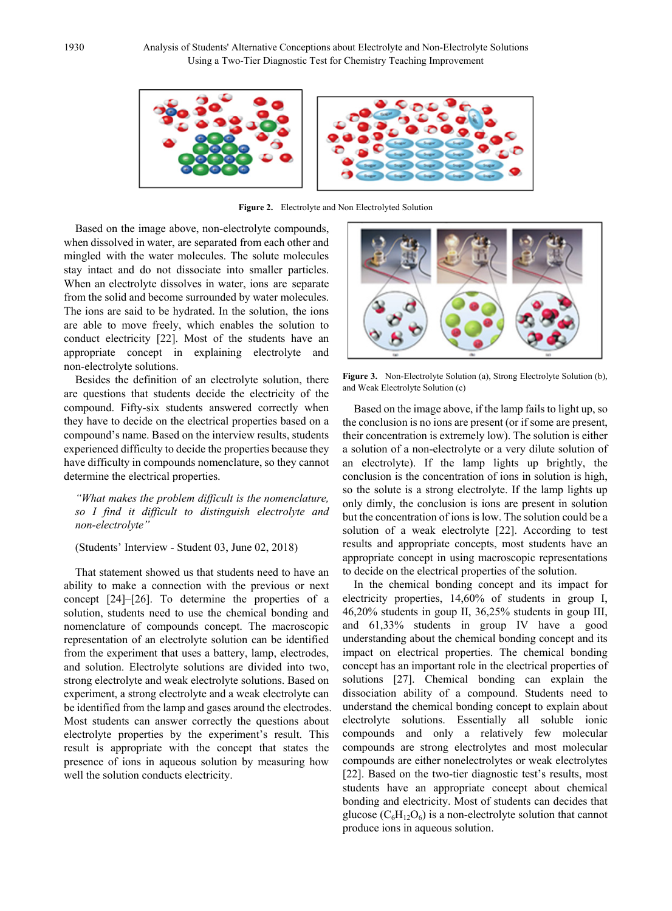Figure 2. Electrolyte and Non Electrolyted Solution

Based on the image above, non-electrolyte compounds, when dissolved in water, are separated from each other and mingled with the water molecules. The solute molecules stay intact and do not dissociate into smaller particles. When an electrolyte dissolves in water, ions are separate from the solid and become surrounded by water molecules. The ions are said to be hydrated. In the solution, the ions are able to move freely, which enables the solution to conduct electricity [22]. Most of the students have an appropriate concept in explaining electrolyte and non-electrolyte solutions.

Besides the definition of an electrolyte solution, there are questions that students decide the electricity of the compound. Fifty-six students answered correctly when they have to decide on the electrical properties based on a compound's name. Based on the interview results, students experienced difficulty to decide the properties because they have difficulty in compounds nomenclature, so they cannot determine the electrical properties.

> *"What makes the problem difficult is the nomenclature, so I find it difficult to distinguish electrolyte and non-electrolyte"*
>
> (Students' Interview - Student 03, June 02, 2018)

That statement showed us that students need to have an ability to make a connection with the previous or next concept [24]–[26]. To determine the properties of a solution, students need to use the chemical bonding and nomenclature of compounds concept. The macroscopic representation of an electrolyte solution can be identified from the experiment that uses a battery, lamp, electrodes, and solution. Electrolyte solutions are divided into two, strong electrolyte and weak electrolyte solutions. Based on experiment, a strong electrolyte and a weak electrolyte can be identified from the lamp and gases around the electrodes. Most students can answer correctly the questions about electrolyte properties by the experiment's result. This result is appropriate with the concept that states the presence of ions in aqueous solution by measuring how well the solution conducts electricity.

Figure 3. Non-Electrolyte Solution (a), Strong Electrolyte Solution (b), and Weak Electrolyte Solution (c)

Based on the image above, if the lamp fails to light up, so the conclusion is no ions are present (or if some are present, their concentration is extremely low). The solution is either a solution of a non-electrolyte or a very dilute solution of an electrolyte). If the lamp lights up brightly, the conclusion is the concentration of ions in solution is high, so the solute is a strong electrolyte. If the lamp lights up only dimly, the conclusion is ions are present in solution but the concentration of ions is low. The solution could be a solution of a weak electrolyte [22]. According to test results and appropriate concepts, most students have an appropriate concept in using macroscopic representations to decide on the electrical properties of the solution.

In the chemical bonding concept and its impact for electricity properties, 14,60% of students in group I, 46,20% students in goup II, 36,25% students in goup III, and 61,33% students in group IV have a good understanding about the chemical bonding concept and its impact on electrical properties. The chemical bonding concept has an important role in the electrical properties of solutions [27]. Chemical bonding can explain the dissociation ability of a compound. Students need to understand the chemical bonding concept to explain about electrolyte solutions. Essentially all soluble ionic compounds and only a relatively few molecular compounds are strong electrolytes and most molecular compounds are either nonelectrolytes or weak electrolytes [22]. Based on the two-tier diagnostic test's results, most students have an appropriate about chemical bonding and electricity. Most of students can decides that glucose ($C_6H_{12}O_6$) is a non-electrolyte solution that cannot produce ions in aqueous solution.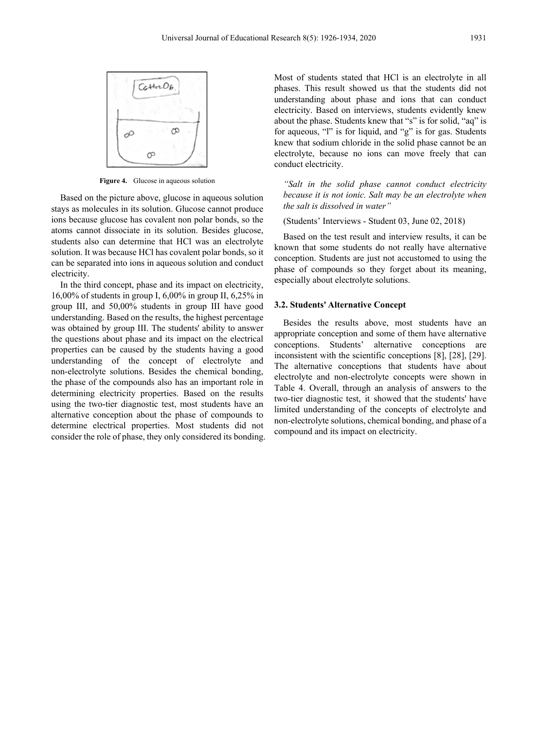Figure 4. Glucose in aqueous solution

Based on the picture above, glucose in aqueous solution stays as molecules in its solution. Glucose cannot produce ions because glucose has covalent non polar bonds, so the atoms cannot dissociate in its solution. Besides glucose, students also can determine that HCl was an electrolyte solution. It was because HCl has covalent polar bonds, so it can be separated into ions in aqueous solution and conduct electricity.

In the third concept, phase and its impact on electricity, 16,00% of students in group I, 6,00% in group II, 6,25% in group III, and 50,00% students in group III have good understanding. Based on the results, the highest percentage was obtained by group III. The students' ability to answer the questions about phase and its impact on the electrical properties can be caused by the students having a good understanding of the concept of electrolyte and non-electrolyte solutions. Besides the chemical bonding, the phase of the compounds also has an important role in determining electricity properties. Based on the results using the two-tier diagnostic test, most students have an alternative conception about the phase of compounds to determine electrical properties. Most students did not consider the role of phase, they only considered its bonding. Most of students stated that HCl is an electrolyte in all phases. This result showed us that the students did not understanding about phase and ions that can conduct electricity. Based on interviews, students evidently knew about the phase. Students knew that "s" is for solid, "aq" is for aqueous, "l" is for liquid, and "g" is for gas. Students knew that sodium chloride in the solid phase cannot be an electrolyte, because no ions can move freely that can conduct electricity.

*"Salt in the solid phase cannot conduct electricity because it is not ionic. Salt may be an electrolyte when the salt is dissolved in water"*

(Students' Interviews - Student 03, June 02, 2018)

Based on the test result and interview results, it can be known that some students do not really have alternative conception. Students are just not accustomed to using the phase of compounds so they forget about its meaning, especially about electrolyte solutions.

### 3.2. Students' Alternative Concept

Besides the results above, most students have an appropriate conception and some of them have alternative conceptions. Students' alternative conceptions are inconsistent with the scientific conceptions [8], [28], [29]. The alternative conceptions that students have about electrolyte and non-electrolyte concepts were shown in Table 4. Overall, through an analysis of answers to the two-tier diagnostic test, it showed that the students' have limited understanding of the concepts of electrolyte and non-electrolyte solutions, chemical bonding, and phase of a compound and its impact on electricity.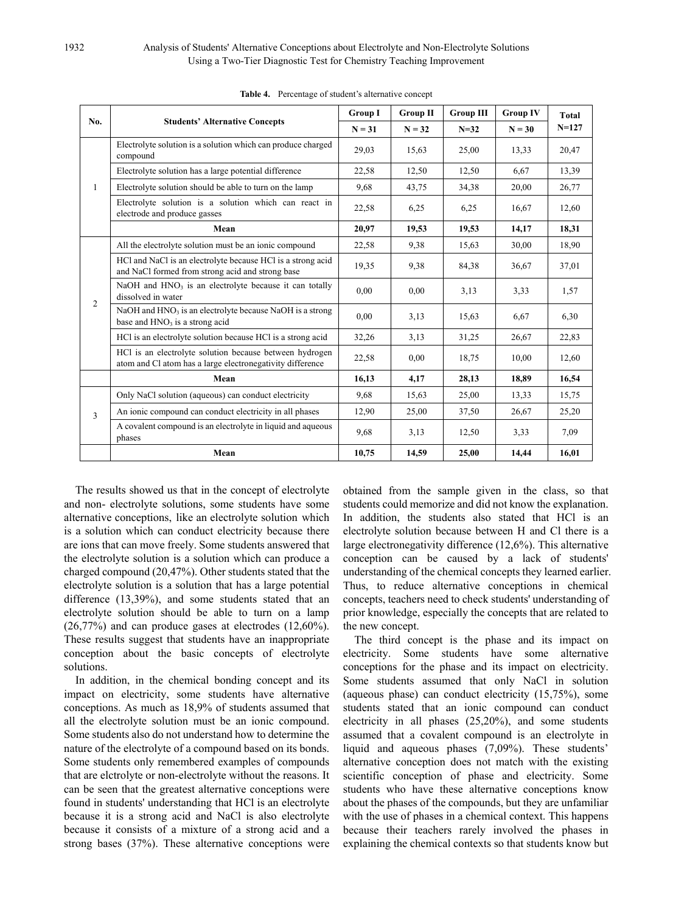**Table 4.** Percentage of student's alternative concept

| No. | Students' Alternative Concepts | Group I | Group II | Group III | Group IV | Total |
|---|---|---|---|---|---|---|
| | | N = 31 | N = 32 | N=32 | N = 30 | N=127 |
| 1 | Electrolyte solution is a solution which can produce charged compound | 29,03 | 15,63 | 25,00 | 13,33 | 20,47 |
| | Electrolyte solution has a large potential difference | 22,58 | 12,50 | 12,50 | 6,67 | 13,39 |
| | Electrolyte solution should be able to turn on the lamp | 9,68 | 43,75 | 34,38 | 20,00 | 26,77 |
| | Electrolyte solution is a solution which can react in electrode and produce gasses | 22,58 | 6,25 | 6,25 | 16,67 | 12,60 |
| | **Mean** | **20,97** | **19,53** | **19,53** | **14,17** | **18,31** |
| 2 | All the electrolyte solution must be an ionic compound | 22,58 | 9,38 | 15,63 | 30,00 | 18,90 |
| | HCl and NaCl is an electrolyte because HCl is a strong acid and NaCl formed from strong acid and strong base | 19,35 | 9,38 | 84,38 | 36,67 | 37,01 |
| | NaOH and $HNO_3$ is an electrolyte because it can totally dissolved in water | 0,00 | 0,00 | 3,13 | 3,33 | 1,57 |
| | NaOH and $HNO_3$ is an electrolyte because NaOH is a strong base and $HNO_3$ is a strong acid | 0,00 | 3,13 | 15,63 | 6,67 | 6,30 |
| | HCl is an electrolyte solution because HCl is a strong acid | 32,26 | 3,13 | 31,25 | 26,67 | 22,83 |
| | HCl is an electrolyte solution because between hydrogen atom and Cl atom has a large electronegativity difference | 22,58 | 0,00 | 18,75 | 10,00 | 12,60 |
| | **Mean** | **16,13** | **4,17** | **28,13** | **18,89** | **16,54** |
| 3 | Only NaCl solution (aqueous) can conduct electricity | 9,68 | 15,63 | 25,00 | 13,33 | 15,75 |
| | An ionic compound can conduct electricity in all phases | 12,90 | 25,00 | 37,50 | 26,67 | 25,20 |
| | A covalent compound is an electrolyte in liquid and aqueous phases | 9,68 | 3,13 | 12,50 | 3,33 | 7,09 |
| | **Mean** | **10,75** | **14,59** | **25,00** | **14,44** | **16,01** |

The results showed us that in the concept of electrolyte and non- electrolyte solutions, some students have some alternative conceptions, like an electrolyte solution which is a solution which can conduct electricity because there are ions that can move freely. Some students answered that the electrolyte solution is a solution which can produce a charged compound (20,47%). Other students stated that the electrolyte solution is a solution that has a large potential difference (13,39%), and some students stated that an electrolyte solution should be able to turn on a lamp (26,77%) and can produce gases at electrodes (12,60%). These results suggest that students have an inappropriate conception about the basic concepts of electrolyte solutions.

In addition, in the chemical bonding concept and its impact on electricity, some students have alternative conceptions. As much as 18,9% of students assumed that all the electrolyte solution must be an ionic compound. Some students also do not understand how to determine the nature of the electrolyte of a compound based on its bonds. Some students only remembered examples of compounds that are elctrolyte or non-electrolyte without the reasons. It can be seen that the greatest alternative conceptions were found in students' understanding that HCl is an electrolyte because it is a strong acid and NaCl is also electrolyte because it consists of a mixture of a strong acid and a strong bases (37%). These alternative conceptions were obtained from the sample given in the class, so that students could memorize and did not know the explanation. In addition, the students also stated that HCl is an electrolyte solution because between H and Cl there is a large electronegativity difference (12,6%). This alternative conception can be caused by a lack of students' understanding of the chemical concepts they learned earlier. Thus, to reduce alternative conceptions in chemical concepts, teachers need to check students' understanding of prior knowledge, especially the concepts that are related to the new concept.

The third concept is the phase and its impact on electricity. Some students have some alternative conceptions for the phase and its impact on electricity. Some students assumed that only NaCl in solution (aqueous phase) can conduct electricity (15,75%), some students stated that an ionic compound can conduct electricity in all phases (25,20%), and some students assumed that a covalent compound is an electrolyte in liquid and aqueous phases (7,09%). These students' alternative conception does not match with the existing scientific conception of phase and electricity. Some students who have these alternative conceptions know about the phases of the compounds, but they are unfamiliar with the use of phases in a chemical context. This happens because their teachers rarely involved the phases in explaining the chemical contexts so that students know but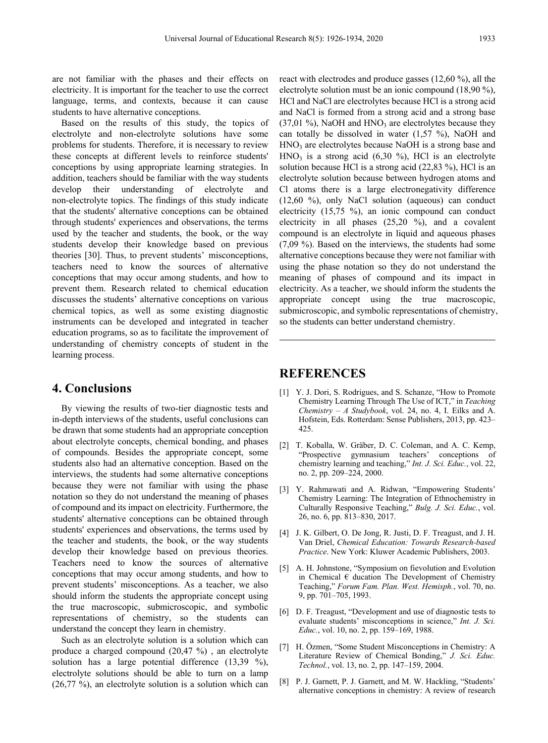are not familiar with the phases and their effects on electricity. It is important for the teacher to use the correct language, terms, and contexts, because it can cause students to have alternative conceptions.

Based on the results of this study, the topics of electrolyte and non-electrolyte solutions have some problems for students. Therefore, it is necessary to review these concepts at different levels to reinforce students' conceptions by using appropriate learning strategies. In addition, teachers should be familiar with the way students develop their understanding of electrolyte and non-electrolyte topics. The findings of this study indicate that the students' alternative conceptions can be obtained through students' experiences and observations, the terms used by the teacher and students, the book, or the way students develop their knowledge based on previous theories [30]. Thus, to prevent students' misconceptions, teachers need to know the sources of alternative conceptions that may occur among students, and how to prevent them. Research related to chemical education discusses the students' alternative conceptions on various chemical topics, as well as some existing diagnostic instruments can be developed and integrated in teacher education programs, so as to facilitate the improvement of understanding of chemistry concepts of student in the learning process.

## 4. Conclusions

By viewing the results of two-tier diagnostic tests and in-depth interviews of the students, useful conclusions can be drawn that some students had an appropriate conception about electrolyte concepts, chemical bonding, and phases of compounds. Besides the appropriate concept, some students also had an alternative conception. Based on the interviews, the students had some alternative conceptions because they were not familiar with using the phase notation so they do not understand the meaning of phases of compound and its impact on electricity. Furthermore, the students' alternative conceptions can be obtained through students' experiences and observations, the terms used by the teacher and students, the book, or the way students develop their knowledge based on previous theories. Teachers need to know the sources of alternative conceptions that may occur among students, and how to prevent students' misconceptions. As a teacher, we also should inform the students the appropriate concept using the true macroscopic, submicroscopic, and symbolic representations of chemistry, so the students can understand the concept they learn in chemistry.

Such as an electrolyte solution is a solution which can produce a charged compound (20,47 %) , an electrolyte solution has a large potential difference (13,39 %), electrolyte solutions should be able to turn on a lamp (26,77 %), an electrolyte solution is a solution which can react with electrodes and produce gasses (12,60 %), all the electrolyte solution must be an ionic compound (18,90 %), HCl and NaCl are electrolytes because HCl is a strong acid and NaCl is formed from a strong acid and a strong base (37,01 %), NaOH and $HNO_3$ are electrolytes because they can totally be dissolved in water (1,57 %), NaOH and $HNO_3$ are electrolytes because NaOH is a strong base and $HNO_3$ is a strong acid (6,30 %), HCl is an electrolyte solution because HCl is a strong acid (22,83 %), HCl is an electrolyte solution because between hydrogen atoms and Cl atoms there is a large electronegativity difference (12,60 %), only NaCl solution (aqueous) can conduct electricity (15,75 %), an ionic compound can conduct electricity in all phases (25,20 %), and a covalent compound is an electrolyte in liquid and aqueous phases (7,09 %). Based on the interviews, the students had some alternative conceptions because they were not familiar with using the phase notation so they do not understand the meaning of phases of compound and its impact in electricity. As a teacher, we should inform the students the appropriate concept using the true macroscopic, submicroscopic, and symbolic representations of chemistry, so the students can better understand chemistry.

## REFERENCES

[1] Y. J. Dori, S. Rodrigues, and S. Schanze, "How to Promote Chemistry Learning Through The Use of ICT," in *Teaching Chemistry – A Studybook*, vol. 24, no. 4, I. Eilks and A. Hofstein, Eds. Rotterdam: Sense Publishers, 2013, pp. 423–425.

[2] T. Koballa, W. Gräber, D. C. Coleman, and A. C. Kemp, "Prospective gymnasium teachers' conceptions of chemistry learning and teaching," *Int. J. Sci. Educ.*, vol. 22, no. 2, pp. 209–224, 2000.

[3] Y. Rahmawati and A. Ridwan, "Empowering Students' Chemistry Learning: The Integration of Ethnochemistry in Culturally Responsive Teaching," *Bulg. J. Sci. Educ.*, vol. 26, no. 6, pp. 813–830, 2017.

[4] J. K. Gilbert, O. De Jong, R. Justi, D. F. Treagust, and J. H. Van Driel, *Chemical Education: Towards Research-based Practice*. New York: Kluwer Academic Publishers, 2003.

[5] A. H. Johnstone, "Symposium on fievolution and Evolution in Chemical € ducation The Development of Chemistry Teaching," *Forum Fam. Plan. West. Hemisph.*, vol. 70, no. 9, pp. 701–705, 1993.

[6] D. F. Treagust, "Development and use of diagnostic tests to evaluate students' misconceptions in science," *Int. J. Sci. Educ.*, vol. 10, no. 2, pp. 159–169, 1988.

[7] H. Özmen, "Some Student Misconceptions in Chemistry: A Literature Review of Chemical Bonding," *J. Sci. Educ. Technol.*, vol. 13, no. 2, pp. 147–159, 2004.

[8] P. J. Garnett, P. J. Garnett, and M. W. Hackling, "Students' alternative conceptions in chemistry: A review of research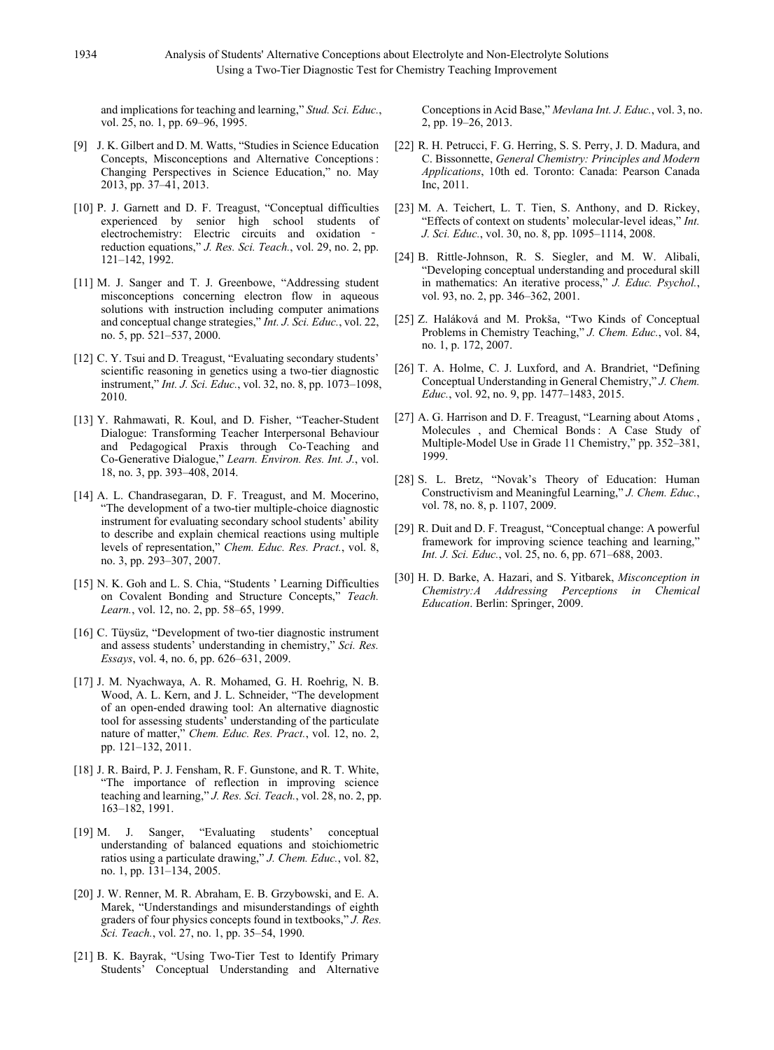and implications for teaching and learning," *Stud. Sci. Educ.*, vol. 25, no. 1, pp. 69–96, 1995.

[9] J. K. Gilbert and D. M. Watts, "Studies in Science Education Concepts, Misconceptions and Alternative Conceptions : Changing Perspectives in Science Education," no. May 2013, pp. 37–41, 2013.

[10] P. J. Garnett and D. F. Treagust, "Conceptual difficulties experienced by senior high school students of electrochemistry: Electric circuits and oxidation - reduction equations," *J. Res. Sci. Teach.*, vol. 29, no. 2, pp. 121–142, 1992.

[11] M. J. Sanger and T. J. Greenbowe, "Addressing student misconceptions concerning electron flow in aqueous solutions with instruction including computer animations and conceptual change strategies," *Int. J. Sci. Educ.*, vol. 22, no. 5, pp. 521–537, 2000.

[12] C. Y. Tsui and D. Treagust, "Evaluating secondary students' scientific reasoning in genetics using a two-tier diagnostic instrument," *Int. J. Sci. Educ.*, vol. 32, no. 8, pp. 1073–1098, 2010.

[13] Y. Rahmawati, R. Koul, and D. Fisher, "Teacher-Student Dialogue: Transforming Teacher Interpersonal Behaviour and Pedagogical Praxis through Co-Teaching and Co-Generative Dialogue," *Learn. Environ. Res. Int. J.*, vol. 18, no. 3, pp. 393–408, 2014.

[14] A. L. Chandrasegaran, D. F. Treagust, and M. Mocerino, "The development of a two-tier multiple-choice diagnostic instrument for evaluating secondary school students' ability to describe and explain chemical reactions using multiple levels of representation," *Chem. Educ. Res. Pract.*, vol. 8, no. 3, pp. 293–307, 2007.

[15] N. K. Goh and L. S. Chia, "Students ' Learning Difficulties on Covalent Bonding and Structure Concepts," *Teach. Learn.*, vol. 12, no. 2, pp. 58–65, 1999.

[16] C. Tüysüz, "Development of two-tier diagnostic instrument and assess students' understanding in chemistry," *Sci. Res. Essays*, vol. 4, no. 6, pp. 626–631, 2009.

[17] J. M. Nyachwaya, A. R. Mohamed, G. H. Roehrig, N. B. Wood, A. L. Kern, and J. L. Schneider, "The development of an open-ended drawing tool: An alternative diagnostic tool for assessing students' understanding of the particulate nature of matter," *Chem. Educ. Res. Pract.*, vol. 12, no. 2, pp. 121–132, 2011.

[18] J. R. Baird, P. J. Fensham, R. F. Gunstone, and R. T. White, "The importance of reflection in improving science teaching and learning," *J. Res. Sci. Teach.*, vol. 28, no. 2, pp. 163–182, 1991.

[19] M. J. Sanger, "Evaluating students' conceptual understanding of balanced equations and stoichiometric ratios using a particulate drawing," *J. Chem. Educ.*, vol. 82, no. 1, pp. 131–134, 2005.

[20] J. W. Renner, M. R. Abraham, E. B. Grzybowski, and E. A. Marek, "Understandings and misunderstandings of eighth graders of four physics concepts found in textbooks," *J. Res. Sci. Teach.*, vol. 27, no. 1, pp. 35–54, 1990.

[21] B. K. Bayrak, "Using Two-Tier Test to Identify Primary Students' Conceptual Understanding and Alternative Conceptions in Acid Base," *Mevlana Int. J. Educ.*, vol. 3, no. 2, pp. 19–26, 2013.

[22] R. H. Petrucci, F. G. Herring, S. S. Perry, J. D. Madura, and C. Bissonnette, *General Chemistry: Principles and Modern Applications*, 10th ed. Toronto: Canada: Pearson Canada Inc, 2011.

[23] M. A. Teichert, L. T. Tien, S. Anthony, and D. Rickey, "Effects of context on students' molecular-level ideas," *Int. J. Sci. Educ.*, vol. 30, no. 8, pp. 1095–1114, 2008.

[24] B. Rittle-Johnson, R. S. Siegler, and M. W. Alibali, "Developing conceptual understanding and procedural skill in mathematics: An iterative process," *J. Educ. Psychol.*, vol. 93, no. 2, pp. 346–362, 2001.

[25] Z. Haláková and M. Prokša, "Two Kinds of Conceptual Problems in Chemistry Teaching," *J. Chem. Educ.*, vol. 84, no. 1, p. 172, 2007.

[26] T. A. Holme, C. J. Luxford, and A. Brandriet, "Defining Conceptual Understanding in General Chemistry," *J. Chem. Educ.*, vol. 92, no. 9, pp. 1477–1483, 2015.

[27] A. G. Harrison and D. F. Treagust, "Learning about Atoms , Molecules , and Chemical Bonds : A Case Study of Multiple-Model Use in Grade 11 Chemistry," pp. 352–381, 1999.

[28] S. L. Bretz, "Novak's Theory of Education: Human Constructivism and Meaningful Learning," *J. Chem. Educ.*, vol. 78, no. 8, p. 1107, 2009.

[29] R. Duit and D. F. Treagust, "Conceptual change: A powerful framework for improving science teaching and learning," *Int. J. Sci. Educ.*, vol. 25, no. 6, pp. 671–688, 2003.

[30] H. D. Barke, A. Hazari, and S. Yitbarek, *Misconception in Chemistry:A Addressing Perceptions in Chemical Education*. Berlin: Springer, 2009.